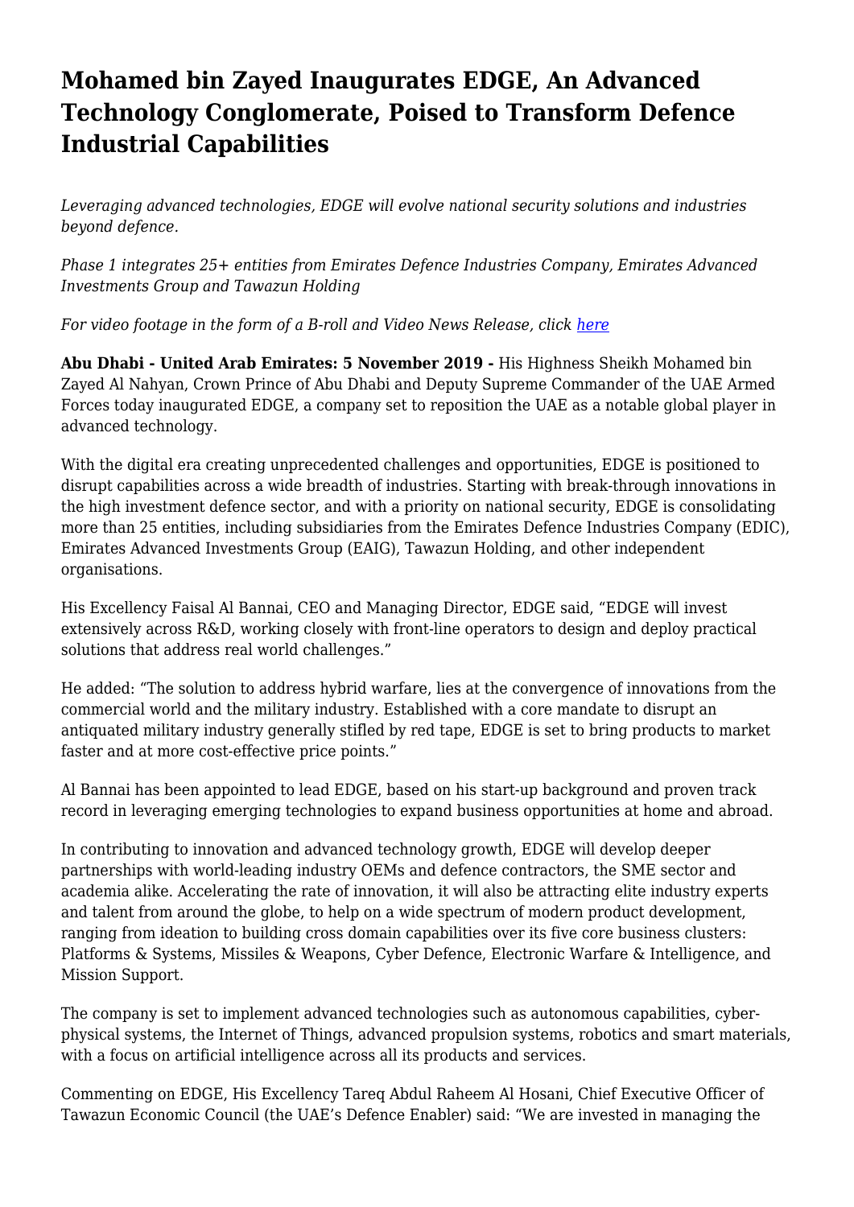# Mohamed bin Zayed Inaugurates EDGE, An Advanced Technology Conglomerate, Poised to Transform Defence Industrial Capabilities

*Leveraging advanced technologies, EDGE will evolve national security solutions and industries beyond defence.*

*Phase 1 integrates 25+ entities from Emirates Defence Industries Company, Emirates Advanced Investments Group and Tawazun Holding*

*For video footage in the form of a B-roll and Video News Release, click [here]*

**Abu Dhabi - United Arab Emirates: 5 November 2019 -** His Highness Sheikh Mohamed bin Zayed Al Nahyan, Crown Prince of Abu Dhabi and Deputy Supreme Commander of the UAE Armed Forces today inaugurated EDGE, a company set to reposition the UAE as a notable global player in advanced technology.

With the digital era creating unprecedented challenges and opportunities, EDGE is positioned to disrupt capabilities across a wide breadth of industries. Starting with break-through innovations in the high investment defence sector, and with a priority on national security, EDGE is consolidating more than 25 entities, including subsidiaries from the Emirates Defence Industries Company (EDIC), Emirates Advanced Investments Group (EAIG), Tawazun Holding, and other independent organisations.

His Excellency Faisal Al Bannai, CEO and Managing Director, EDGE said, “EDGE will invest extensively across R&D, working closely with front-line operators to design and deploy practical solutions that address real world challenges.”

He added: “The solution to address hybrid warfare, lies at the convergence of innovations from the commercial world and the military industry. Established with a core mandate to disrupt an antiquated military industry generally stifled by red tape, EDGE is set to bring products to market faster and at more cost-effective price points.”

Al Bannai has been appointed to lead EDGE, based on his start-up background and proven track record in leveraging emerging technologies to expand business opportunities at home and abroad.

In contributing to innovation and advanced technology growth, EDGE will develop deeper partnerships with world-leading industry OEMs and defence contractors, the SME sector and academia alike. Accelerating the rate of innovation, it will also be attracting elite industry experts and talent from around the globe, to help on a wide spectrum of modern product development, ranging from ideation to building cross domain capabilities over its five core business clusters: Platforms & Systems, Missiles & Weapons, Cyber Defence, Electronic Warfare & Intelligence, and Mission Support.

The company is set to implement advanced technologies such as autonomous capabilities, cyber-physical systems, the Internet of Things, advanced propulsion systems, robotics and smart materials, with a focus on artificial intelligence across all its products and services.

Commenting on EDGE, His Excellency Tareq Abdul Raheem Al Hosani, Chief Executive Officer of Tawazun Economic Council (the UAE’s Defence Enabler) said: “We are invested in managing the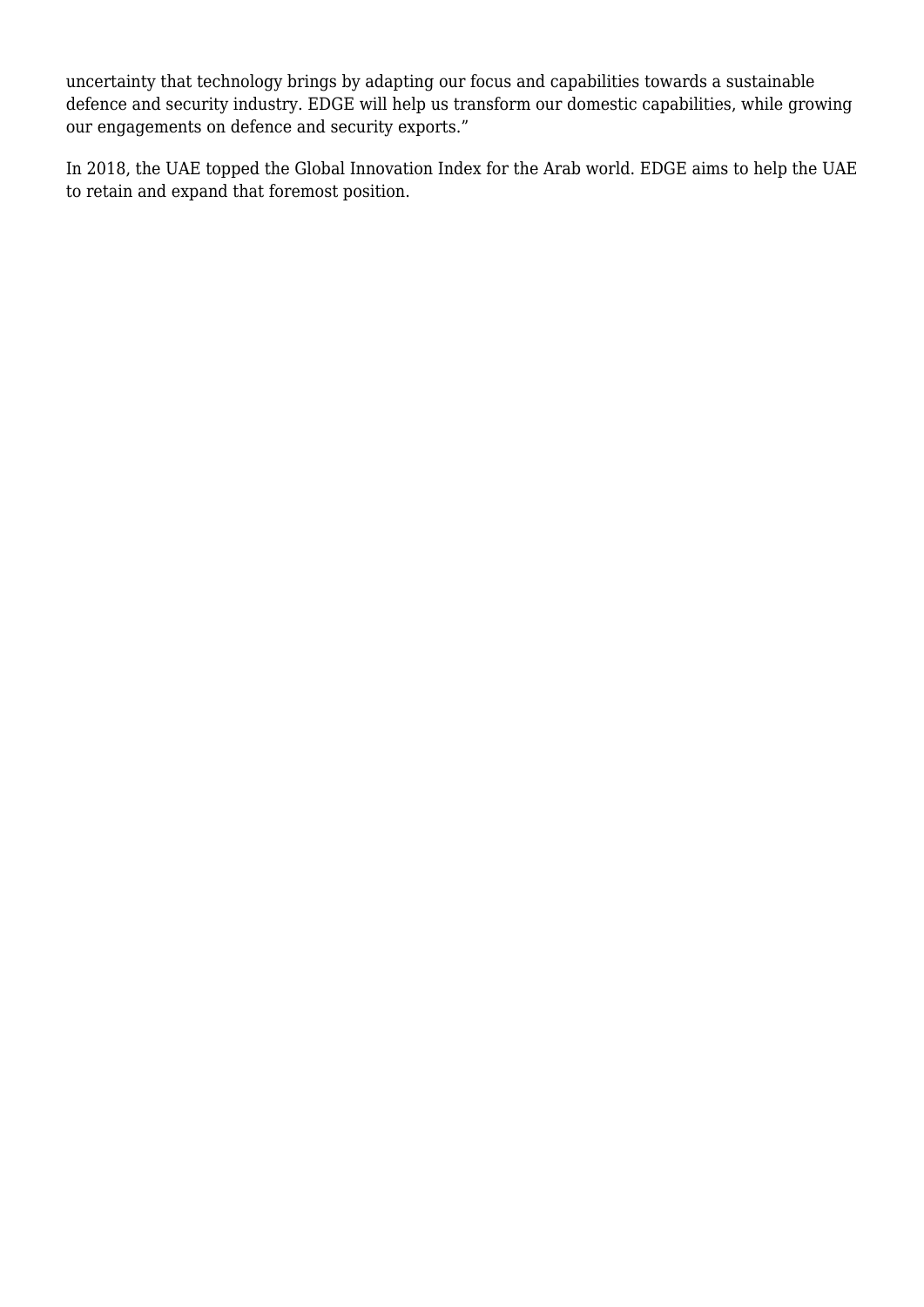uncertainty that technology brings by adapting our focus and capabilities towards a sustainable defence and security industry. EDGE will help us transform our domestic capabilities, while growing our engagements on defence and security exports."

In 2018, the UAE topped the Global Innovation Index for the Arab world. EDGE aims to help the UAE to retain and expand that foremost position.